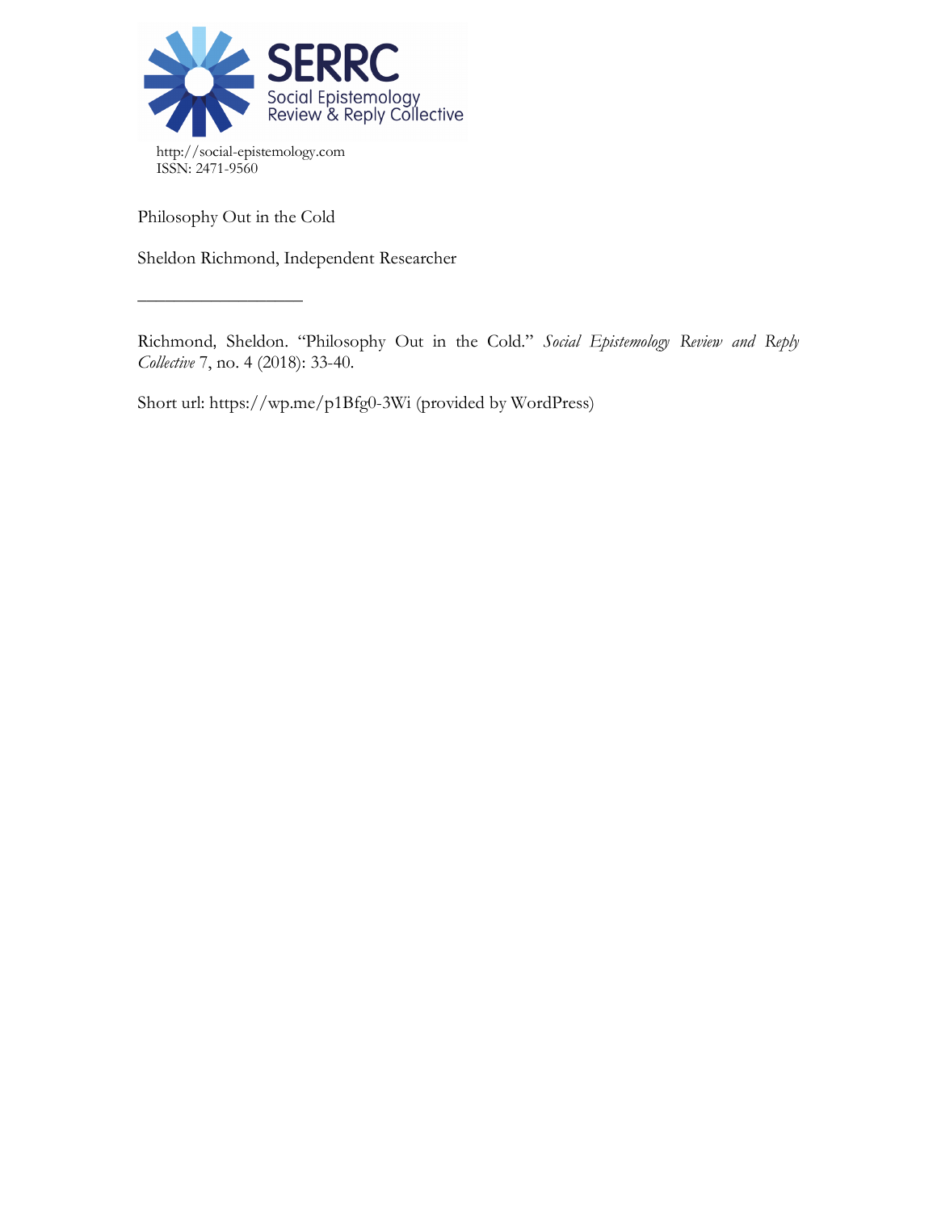SERRC

Social Epistemology Review & Reply Collective

http://social-epistemology.com
ISSN: 2471-9560

Philosophy Out in the Cold

Sheldon Richmond, Independent Researcher

———————————

Richmond, Sheldon. "Philosophy Out in the Cold." *Social Epistemology Review and Reply Collective* 7, no. 4 (2018): 33-40.

Short url: https://wp.me/p1Bfg0-3Wi (provided by WordPress)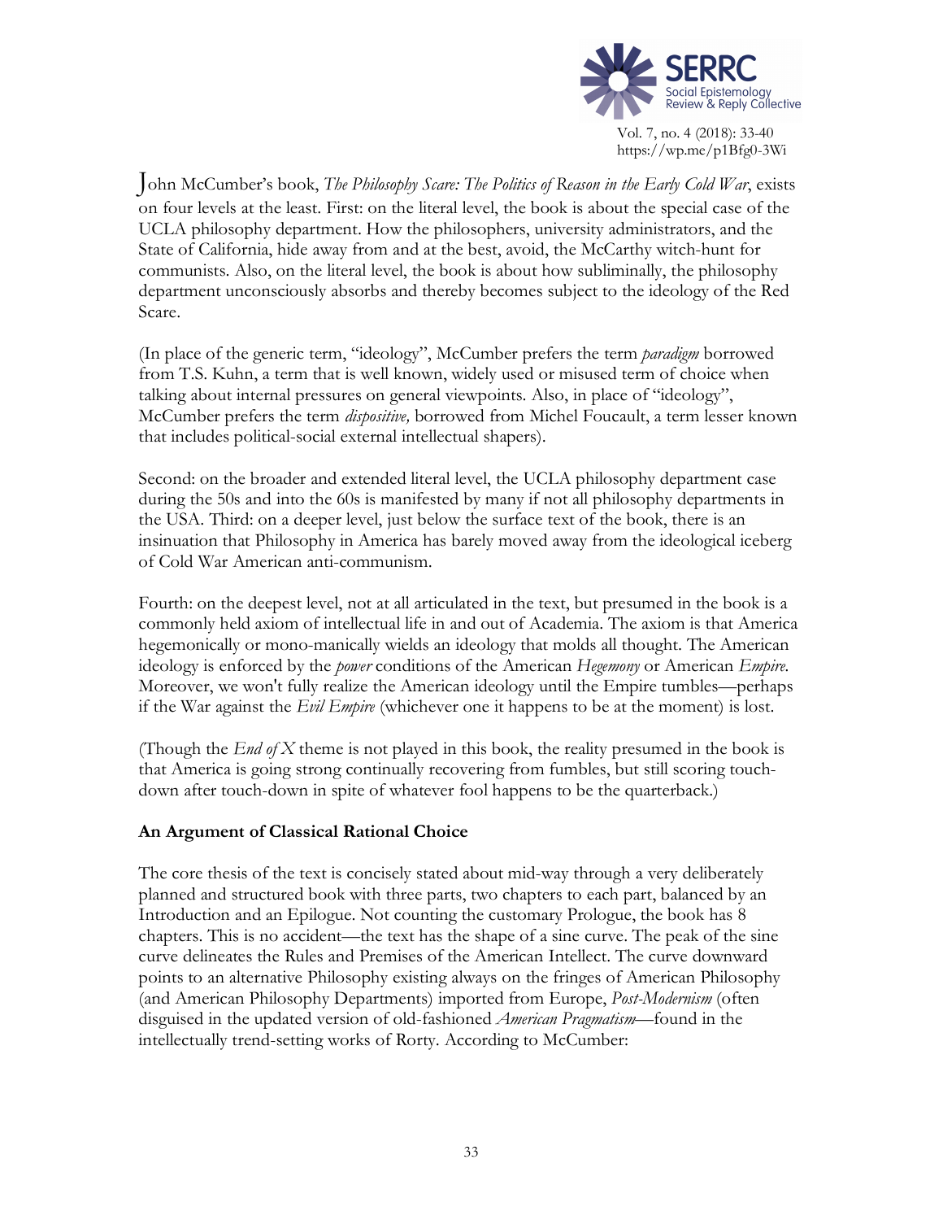John McCumber's book, *The Philosophy Scare: The Politics of Reason in the Early Cold War*, exists on four levels at the least. First: on the literal level, the book is about the special case of the UCLA philosophy department. How the philosophers, university administrators, and the State of California, hide away from and at the best, avoid, the McCarthy witch-hunt for communists. Also, on the literal level, the book is about how subliminally, the philosophy department unconsciously absorbs and thereby becomes subject to the ideology of the Red Scare.

(In place of the generic term, "ideology", McCumber prefers the term *paradigm* borrowed from T.S. Kuhn, a term that is well known, widely used or misused term of choice when talking about internal pressures on general viewpoints. Also, in place of "ideology", McCumber prefers the term *dispositive,* borrowed from Michel Foucault, a term lesser known that includes political-social external intellectual shapers).

Second: on the broader and extended literal level, the UCLA philosophy department case during the 50s and into the 60s is manifested by many if not all philosophy departments in the USA. Third: on a deeper level, just below the surface text of the book, there is an insinuation that Philosophy in America has barely moved away from the ideological iceberg of Cold War American anti-communism.

Fourth: on the deepest level, not at all articulated in the text, but presumed in the book is a commonly held axiom of intellectual life in and out of Academia. The axiom is that America hegemonically or mono-manically wields an ideology that molds all thought. The American ideology is enforced by the *power* conditions of the American *Hegemony* or American *Empire*. Moreover, we won't fully realize the American ideology until the Empire tumbles—perhaps if the War against the *Evil Empire* (whichever one it happens to be at the moment) is lost.

(Though the *End of X* theme is not played in this book, the reality presumed in the book is that America is going strong continually recovering from fumbles, but still scoring touch-down after touch-down in spite of whatever fool happens to be the quarterback.)

## An Argument of Classical Rational Choice

The core thesis of the text is concisely stated about mid-way through a very deliberately planned and structured book with three parts, two chapters to each part, balanced by an Introduction and an Epilogue. Not counting the customary Prologue, the book has 8 chapters. This is no accident—the text has the shape of a sine curve. The peak of the sine curve delineates the Rules and Premises of the American Intellect. The curve downward points to an alternative Philosophy existing always on the fringes of American Philosophy (and American Philosophy Departments) imported from Europe, *Post-Modernism* (often disguised in the updated version of old-fashioned *American Pragmatism*—found in the intellectually trend-setting works of Rorty. According to McCumber: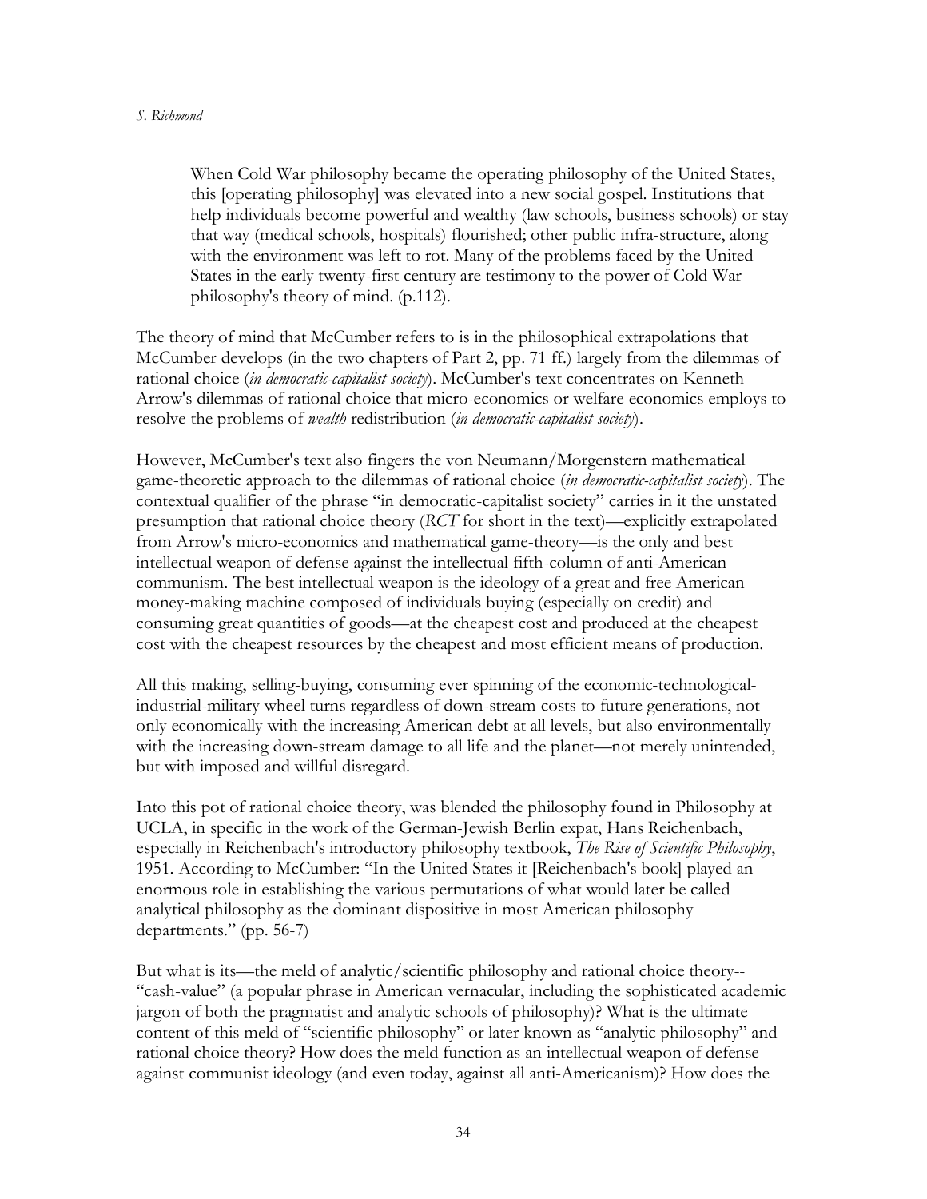> When Cold War philosophy became the operating philosophy of the United States, this [operating philosophy] was elevated into a new social gospel. Institutions that help individuals become powerful and wealthy (law schools, business schools) or stay that way (medical schools, hospitals) flourished; other public infra-structure, along with the environment was left to rot. Many of the problems faced by the United States in the early twenty-first century are testimony to the power of Cold War philosophy's theory of mind. (p.112).

The theory of mind that McCumber refers to is in the philosophical extrapolations that McCumber develops (in the two chapters of Part 2, pp. 71 ff.) largely from the dilemmas of rational choice (*in democratic-capitalist society*). McCumber's text concentrates on Kenneth Arrow's dilemmas of rational choice that micro-economics or welfare economics employs to resolve the problems of *wealth* redistribution (*in democratic-capitalist society*).

However, McCumber's text also fingers the von Neumann/Morgenstern mathematical game-theoretic approach to the dilemmas of rational choice (*in democratic-capitalist society*). The contextual qualifier of the phrase "in democratic-capitalist society" carries in it the unstated presumption that rational choice theory (*RCT* for short in the text)—explicitly extrapolated from Arrow's micro-economics and mathematical game-theory—is the only and best intellectual weapon of defense against the intellectual fifth-column of anti-American communism. The best intellectual weapon is the ideology of a great and free American money-making machine composed of individuals buying (especially on credit) and consuming great quantities of goods—at the cheapest cost and produced at the cheapest cost with the cheapest resources by the cheapest and most efficient means of production.

All this making, selling-buying, consuming ever spinning of the economic-technological-industrial-military wheel turns regardless of down-stream costs to future generations, not only economically with the increasing American debt at all levels, but also environmentally with the increasing down-stream damage to all life and the planet—not merely unintended, but with imposed and willful disregard.

Into this pot of rational choice theory, was blended the philosophy found in Philosophy at UCLA, in specific in the work of the German-Jewish Berlin expat, Hans Reichenbach, especially in Reichenbach's introductory philosophy textbook, *The Rise of Scientific Philosophy*, 1951. According to McCumber: "In the United States it [Reichenbach's book] played an enormous role in establishing the various permutations of what would later be called analytical philosophy as the dominant dispositive in most American philosophy departments." (pp. 56-7)

But what is its—the meld of analytic/scientific philosophy and rational choice theory-- "cash-value" (a popular phrase in American vernacular, including the sophisticated academic jargon of both the pragmatist and analytic schools of philosophy)? What is the ultimate content of this meld of "scientific philosophy" or later known as "analytic philosophy" and rational choice theory? How does the meld function as an intellectual weapon of defense against communist ideology (and even today, against all anti-Americanism)? How does the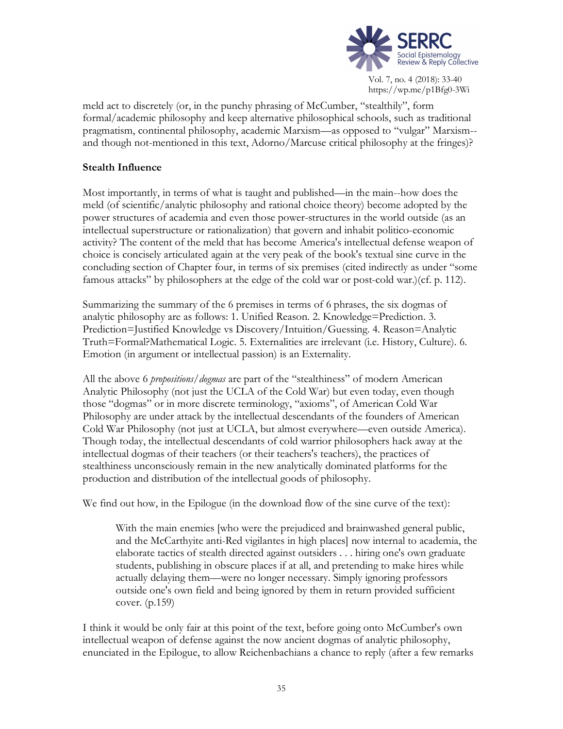meld act to discretely (or, in the punchy phrasing of McCumber, "stealthily", form formal/academic philosophy and keep alternative philosophical schools, such as traditional pragmatism, continental philosophy, academic Marxism—as opposed to "vulgar" Marxism--and though not-mentioned in this text, Adorno/Marcuse critical philosophy at the fringes)?

**Stealth Influence**

Most importantly, in terms of what is taught and published—in the main--how does the meld (of scientific/analytic philosophy and rational choice theory) become adopted by the power structures of academia and even those power-structures in the world outside (as an intellectual superstructure or rationalization) that govern and inhabit politico-economic activity? The content of the meld that has become America's intellectual defense weapon of choice is concisely articulated again at the very peak of the book's textual sine curve in the concluding section of Chapter four, in terms of six premises (cited indirectly as under "some famous attacks" by philosophers at the edge of the cold war or post-cold war.)(cf. p. 112).

Summarizing the summary of the 6 premises in terms of 6 phrases, the six dogmas of analytic philosophy are as follows: 1. Unified Reason. 2. Knowledge=Prediction. 3. Prediction=Justified Knowledge vs Discovery/Intuition/Guessing. 4. Reason=Analytic Truth=Formal?Mathematical Logic. 5. Externalities are irrelevant (i.e. History, Culture). 6. Emotion (in argument or intellectual passion) is an Externality.

All the above 6 *propositions/dogmas* are part of the "stealthiness" of modern American Analytic Philosophy (not just the UCLA of the Cold War) but even today, even though those "dogmas" or in more discrete terminology, "axioms", of American Cold War Philosophy are under attack by the intellectual descendants of the founders of American Cold War Philosophy (not just at UCLA, but almost everywhere—even outside America). Though today, the intellectual descendants of cold warrior philosophers hack away at the intellectual dogmas of their teachers (or their teachers's teachers), the practices of stealthiness unconsciously remain in the new analytically dominated platforms for the production and distribution of the intellectual goods of philosophy.

We find out how, in the Epilogue (in the download flow of the sine curve of the text):

> With the main enemies [who were the prejudiced and brainwashed general public, and the McCarthyite anti-Red vigilantes in high places] now internal to academia, the elaborate tactics of stealth directed against outsiders . . . hiring one's own graduate students, publishing in obscure places if at all, and pretending to make hires while actually delaying them—were no longer necessary. Simply ignoring professors outside one's own field and being ignored by them in return provided sufficient cover. (p.159)

I think it would be only fair at this point of the text, before going onto McCumber's own intellectual weapon of defense against the now ancient dogmas of analytic philosophy, enunciated in the Epilogue, to allow Reichenbachians a chance to reply (after a few remarks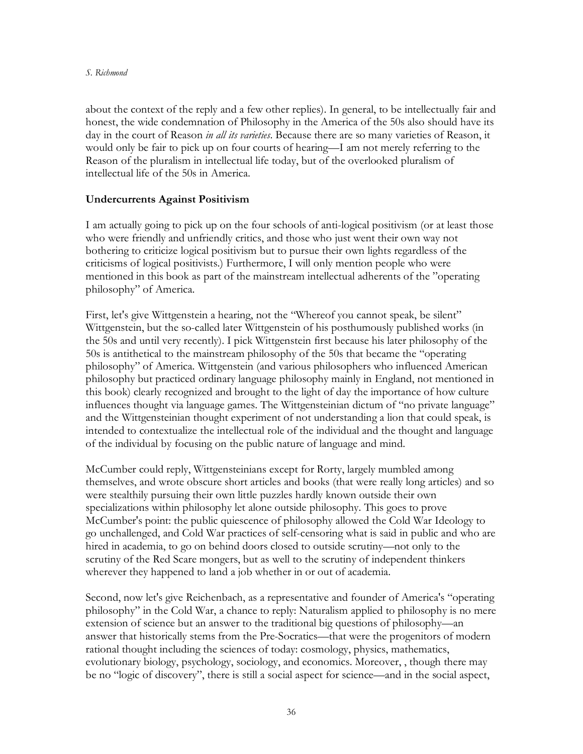about the context of the reply and a few other replies). In general, to be intellectually fair and honest, the wide condemnation of Philosophy in the America of the 50s also should have its day in the court of Reason *in all its varieties*. Because there are so many varieties of Reason, it would only be fair to pick up on four courts of hearing—I am not merely referring to the Reason of the pluralism in intellectual life today, but of the overlooked pluralism of intellectual life of the 50s in America.

### Undercurrents Against Positivism

I am actually going to pick up on the four schools of anti-logical positivism (or at least those who were friendly and unfriendly critics, and those who just went their own way not bothering to criticize logical positivism but to pursue their own lights regardless of the criticisms of logical positivists.) Furthermore, I will only mention people who were mentioned in this book as part of the mainstream intellectual adherents of the "operating philosophy" of America.

First, let's give Wittgenstein a hearing, not the "Whereof you cannot speak, be silent" Wittgenstein, but the so-called later Wittgenstein of his posthumously published works (in the 50s and until very recently). I pick Wittgenstein first because his later philosophy of the 50s is antithetical to the mainstream philosophy of the 50s that became the "operating philosophy" of America. Wittgenstein (and various philosophers who influenced American philosophy but practiced ordinary language philosophy mainly in England, not mentioned in this book) clearly recognized and brought to the light of day the importance of how culture influences thought via language games. The Wittgensteinian dictum of "no private language" and the Wittgensteinian thought experiment of not understanding a lion that could speak, is intended to contextualize the intellectual role of the individual and the thought and language of the individual by focusing on the public nature of language and mind.

McCumber could reply, Wittgensteinians except for Rorty, largely mumbled among themselves, and wrote obscure short articles and books (that were really long articles) and so were stealthily pursuing their own little puzzles hardly known outside their own specializations within philosophy let alone outside philosophy. This goes to prove McCumber's point: the public quiescence of philosophy allowed the Cold War Ideology to go unchallenged, and Cold War practices of self-censoring what is said in public and who are hired in academia, to go on behind doors closed to outside scrutiny—not only to the scrutiny of the Red Scare mongers, but as well to the scrutiny of independent thinkers wherever they happened to land a job whether in or out of academia.

Second, now let's give Reichenbach, as a representative and founder of America's "operating philosophy" in the Cold War, a chance to reply: Naturalism applied to philosophy is no mere extension of science but an answer to the traditional big questions of philosophy—an answer that historically stems from the Pre-Socratics—that were the progenitors of modern rational thought including the sciences of today: cosmology, physics, mathematics, evolutionary biology, psychology, sociology, and economics. Moreover, , though there may be no "logic of discovery", there is still a social aspect for science—and in the social aspect,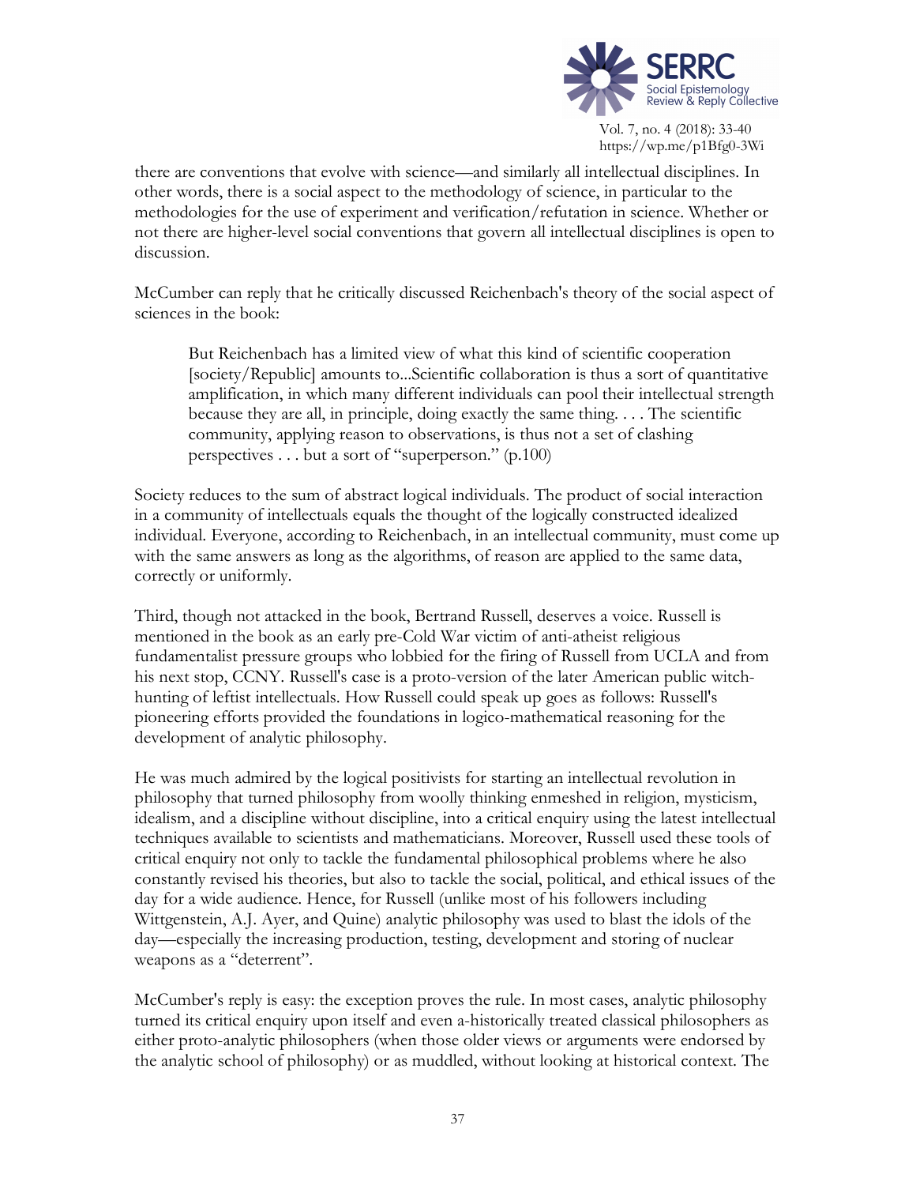there are conventions that evolve with science—and similarly all intellectual disciplines. In other words, there is a social aspect to the methodology of science, in particular to the methodologies for the use of experiment and verification/refutation in science. Whether or not there are higher-level social conventions that govern all intellectual disciplines is open to discussion.

McCumber can reply that he critically discussed Reichenbach's theory of the social aspect of sciences in the book:

> But Reichenbach has a limited view of what this kind of scientific cooperation [society/Republic] amounts to...Scientific collaboration is thus a sort of quantitative amplification, in which many different individuals can pool their intellectual strength because they are all, in principle, doing exactly the same thing. . . . The scientific community, applying reason to observations, is thus not a set of clashing perspectives . . . but a sort of "superperson." (p.100)

Society reduces to the sum of abstract logical individuals. The product of social interaction in a community of intellectuals equals the thought of the logically constructed idealized individual. Everyone, according to Reichenbach, in an intellectual community, must come up with the same answers as long as the algorithms, of reason are applied to the same data, correctly or uniformly.

Third, though not attacked in the book, Bertrand Russell, deserves a voice. Russell is mentioned in the book as an early pre-Cold War victim of anti-atheist religious fundamentalist pressure groups who lobbied for the firing of Russell from UCLA and from his next stop, CCNY. Russell's case is a proto-version of the later American public witch-hunting of leftist intellectuals. How Russell could speak up goes as follows: Russell's pioneering efforts provided the foundations in logico-mathematical reasoning for the development of analytic philosophy.

He was much admired by the logical positivists for starting an intellectual revolution in philosophy that turned philosophy from woolly thinking enmeshed in religion, mysticism, idealism, and a discipline without discipline, into a critical enquiry using the latest intellectual techniques available to scientists and mathematicians. Moreover, Russell used these tools of critical enquiry not only to tackle the fundamental philosophical problems where he also constantly revised his theories, but also to tackle the social, political, and ethical issues of the day for a wide audience. Hence, for Russell (unlike most of his followers including Wittgenstein, A.J. Ayer, and Quine) analytic philosophy was used to blast the idols of the day—especially the increasing production, testing, development and storing of nuclear weapons as a "deterrent".

McCumber's reply is easy: the exception proves the rule. In most cases, analytic philosophy turned its critical enquiry upon itself and even a-historically treated classical philosophers as either proto-analytic philosophers (when those older views or arguments were endorsed by the analytic school of philosophy) or as muddled, without looking at historical context. The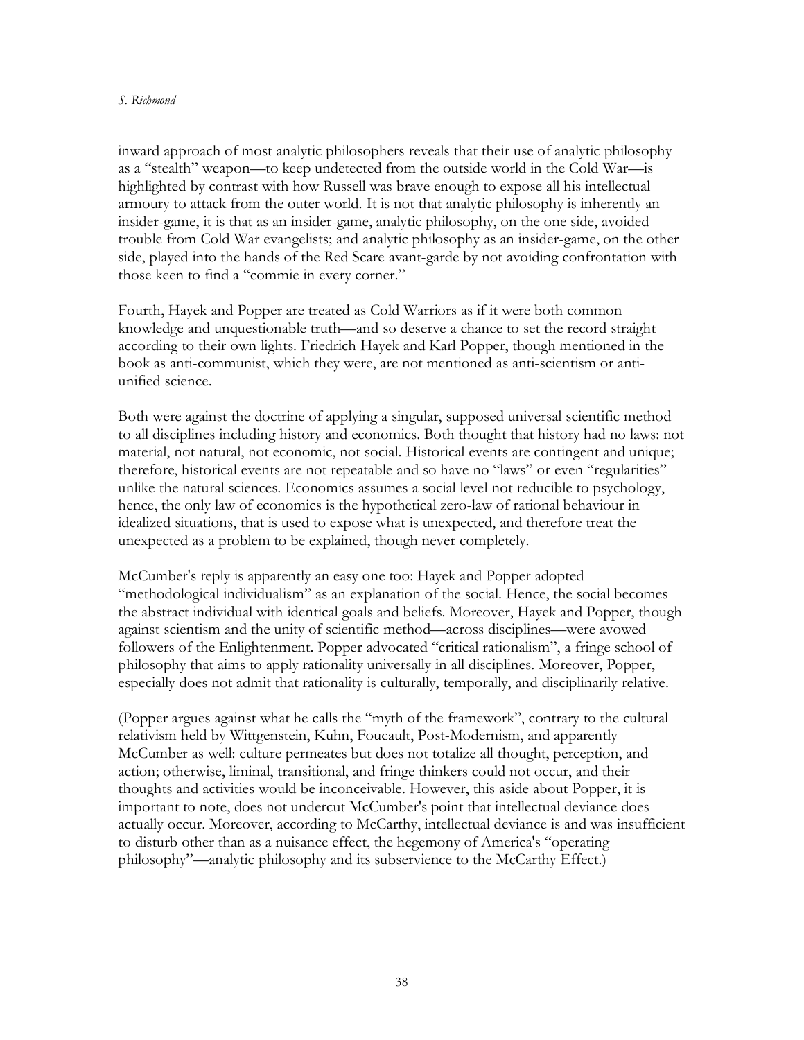inward approach of most analytic philosophers reveals that their use of analytic philosophy as a "stealth" weapon—to keep undetected from the outside world in the Cold War—is highlighted by contrast with how Russell was brave enough to expose all his intellectual armoury to attack from the outer world. It is not that analytic philosophy is inherently an insider-game, it is that as an insider-game, analytic philosophy, on the one side, avoided trouble from Cold War evangelists; and analytic philosophy as an insider-game, on the other side, played into the hands of the Red Scare avant-garde by not avoiding confrontation with those keen to find a "commie in every corner."

Fourth, Hayek and Popper are treated as Cold Warriors as if it were both common knowledge and unquestionable truth—and so deserve a chance to set the record straight according to their own lights. Friedrich Hayek and Karl Popper, though mentioned in the book as anti-communist, which they were, are not mentioned as anti-scientism or anti-unified science.

Both were against the doctrine of applying a singular, supposed universal scientific method to all disciplines including history and economics. Both thought that history had no laws: not material, not natural, not economic, not social. Historical events are contingent and unique; therefore, historical events are not repeatable and so have no "laws" or even "regularities" unlike the natural sciences. Economics assumes a social level not reducible to psychology, hence, the only law of economics is the hypothetical zero-law of rational behaviour in idealized situations, that is used to expose what is unexpected, and therefore treat the unexpected as a problem to be explained, though never completely.

McCumber's reply is apparently an easy one too: Hayek and Popper adopted "methodological individualism" as an explanation of the social. Hence, the social becomes the abstract individual with identical goals and beliefs. Moreover, Hayek and Popper, though against scientism and the unity of scientific method—across disciplines—were avowed followers of the Enlightenment. Popper advocated "critical rationalism", a fringe school of philosophy that aims to apply rationality universally in all disciplines. Moreover, Popper, especially does not admit that rationality is culturally, temporally, and disciplinarily relative.

(Popper argues against what he calls the "myth of the framework", contrary to the cultural relativism held by Wittgenstein, Kuhn, Foucault, Post-Modernism, and apparently McCumber as well: culture permeates but does not totalize all thought, perception, and action; otherwise, liminal, transitional, and fringe thinkers could not occur, and their thoughts and activities would be inconceivable. However, this aside about Popper, it is important to note, does not undercut McCumber's point that intellectual deviance does actually occur. Moreover, according to McCarthy, intellectual deviance is and was insufficient to disturb other than as a nuisance effect, the hegemony of America's "operating philosophy"—analytic philosophy and its subservience to the McCarthy Effect.)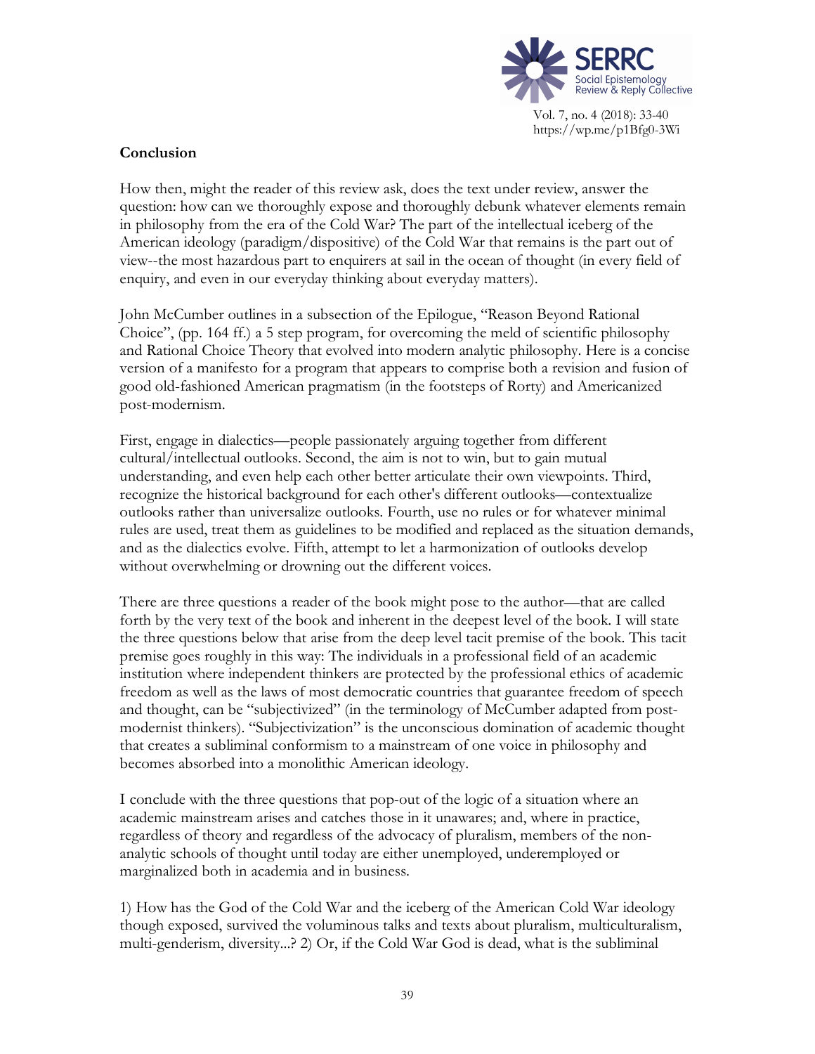**Conclusion**

How then, might the reader of this review ask, does the text under review, answer the question: how can we thoroughly expose and thoroughly debunk whatever elements remain in philosophy from the era of the Cold War? The part of the intellectual iceberg of the American ideology (paradigm/dispositive) of the Cold War that remains is the part out of view--the most hazardous part to enquirers at sail in the ocean of thought (in every field of enquiry, and even in our everyday thinking about everyday matters).

John McCumber outlines in a subsection of the Epilogue, "Reason Beyond Rational Choice", (pp. 164 ff.) a 5 step program, for overcoming the meld of scientific philosophy and Rational Choice Theory that evolved into modern analytic philosophy. Here is a concise version of a manifesto for a program that appears to comprise both a revision and fusion of good old-fashioned American pragmatism (in the footsteps of Rorty) and Americanized post-modernism.

First, engage in dialectics—people passionately arguing together from different cultural/intellectual outlooks. Second, the aim is not to win, but to gain mutual understanding, and even help each other better articulate their own viewpoints. Third, recognize the historical background for each other's different outlooks—contextualize outlooks rather than universalize outlooks. Fourth, use no rules or for whatever minimal rules are used, treat them as guidelines to be modified and replaced as the situation demands, and as the dialectics evolve. Fifth, attempt to let a harmonization of outlooks develop without overwhelming or drowning out the different voices.

There are three questions a reader of the book might pose to the author—that are called forth by the very text of the book and inherent in the deepest level of the book. I will state the three questions below that arise from the deep level tacit premise of the book. This tacit premise goes roughly in this way: The individuals in a professional field of an academic institution where independent thinkers are protected by the professional ethics of academic freedom as well as the laws of most democratic countries that guarantee freedom of speech and thought, can be "subjectivized" (in the terminology of McCumber adapted from post-modernist thinkers). "Subjectivization" is the unconscious domination of academic thought that creates a subliminal conformism to a mainstream of one voice in philosophy and becomes absorbed into a monolithic American ideology.

I conclude with the three questions that pop-out of the logic of a situation where an academic mainstream arises and catches those in it unawares; and, where in practice, regardless of theory and regardless of the advocacy of pluralism, members of the non-analytic schools of thought until today are either unemployed, underemployed or marginalized both in academia and in business.

1) How has the God of the Cold War and the iceberg of the American Cold War ideology though exposed, survived the voluminous talks and texts about pluralism, multiculturalism, multi-genderism, diversity...? 2) Or, if the Cold War God is dead, what is the subliminal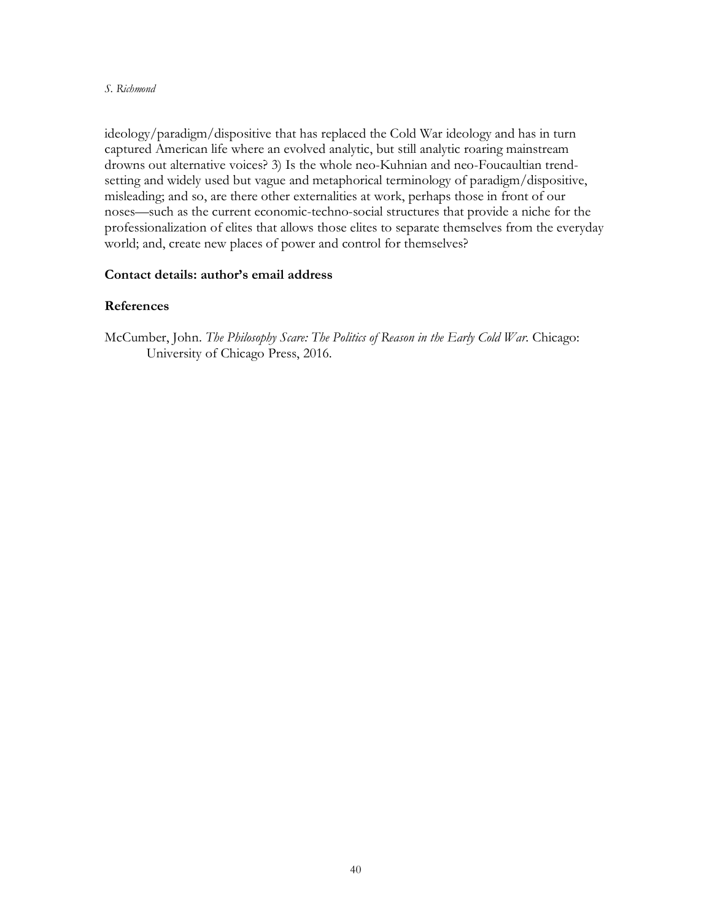ideology/paradigm/dispositive that has replaced the Cold War ideology and has in turn captured American life where an evolved analytic, but still analytic roaring mainstream drowns out alternative voices? 3) Is the whole neo-Kuhnian and neo-Foucaultian trend-setting and widely used but vague and metaphorical terminology of paradigm/dispositive, misleading; and so, are there other externalities at work, perhaps those in front of our noses—such as the current economic-techno-social structures that provide a niche for the professionalization of elites that allows those elites to separate themselves from the everyday world; and, create new places of power and control for themselves?

**Contact details: author's email address**

**References**

McCumber, John. *The Philosophy Scare: The Politics of Reason in the Early Cold War*. Chicago: University of Chicago Press, 2016.